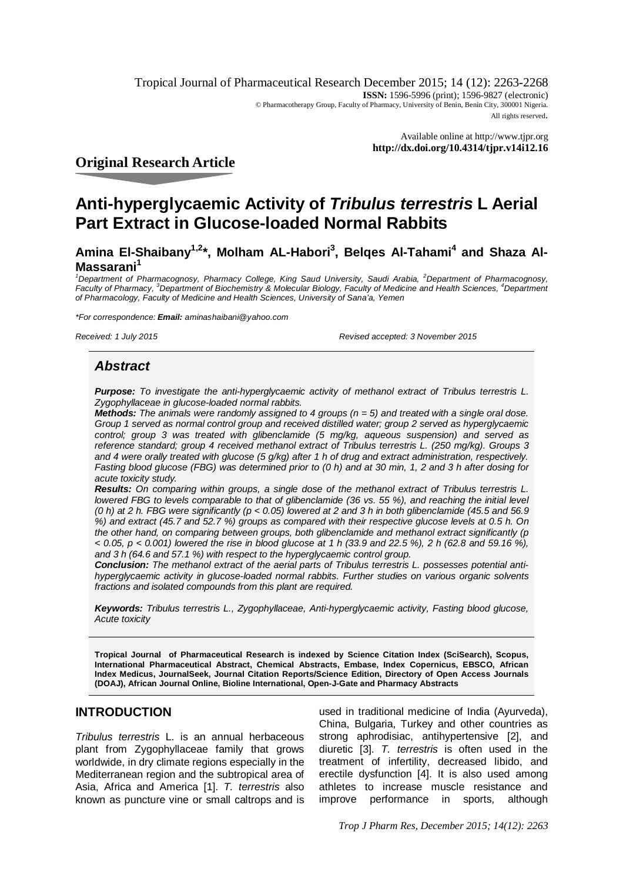Tropical Journal of Pharmaceutical Research December 2015; 14 (12): 2263-2268
**ISSN:** 1596-5996 (print); 1596-9827 (electronic)
© Pharmacotherapy Group, Faculty of Pharmacy, University of Benin, Benin City, 300001 Nigeria.
All rights reserved.

Available online at http://www.tjpr.org
**http://dx.doi.org/10.4314/tjpr.v14i12.16**

## Original Research Article

# Anti-hyperglycaemic Activity of *Tribulus terrestris* L Aerial Part Extract in Glucose-loaded Normal Rabbits

**Amina El-Shaibany[1,2]*, Molham AL-Habori[3], Belqes Al-Tahami[4] and Shaza Al-Massarani[1]**

[1]*Department of Pharmacognosy, Pharmacy College, King Saud University, Saudi Arabia,* [2]*Department of Pharmacognosy, Faculty of Pharmacy,* [3]*Department of Biochemistry & Molecular Biology, Faculty of Medicine and Health Sciences,* [4]*Department of Pharmacology, Faculty of Medicine and Health Sciences, University of Sana'a, Yemen*

**For correspondence: **Email:** aminashaibani@yahoo.com*

*Received: 1 July 2015* *Revised accepted: 3 November 2015*

## *Abstract*

***Purpose:*** *To investigate the anti-hyperglycaemic activity of methanol extract of Tribulus terrestris L. Zygophyllaceae in glucose-loaded normal rabbits.*

***Methods:*** *The animals were randomly assigned to 4 groups (n = 5) and treated with a single oral dose. Group 1 served as normal control group and received distilled water; group 2 served as hyperglycaemic control; group 3 was treated with glibenclamide (5 mg/kg, aqueous suspension) and served as reference standard; group 4 received methanol extract of Tribulus terrestris L. (250 mg/kg). Groups 3 and 4 were orally treated with glucose (5 g/kg) after 1 h of drug and extract administration, respectively. Fasting blood glucose (FBG) was determined prior to (0 h) and at 30 min, 1, 2 and 3 h after dosing for acute toxicity study.*

***Results:*** *On comparing within groups, a single dose of the methanol extract of Tribulus terrestris L. lowered FBG to levels comparable to that of glibenclamide (36 vs. 55 %), and reaching the initial level (0 h) at 2 h. FBG were significantly (p < 0.05) lowered at 2 and 3 h in both glibenclamide (45.5 and 56.9 %) and extract (45.7 and 52.7 %) groups as compared with their respective glucose levels at 0.5 h. On the other hand, on comparing between groups, both glibenclamide and methanol extract significantly (p < 0.05, p < 0.001) lowered the rise in blood glucose at 1 h (33.9 and 22.5 %), 2 h (62.8 and 59.16 %), and 3 h (64.6 and 57.1 %) with respect to the hyperglycaemic control group.*

***Conclusion:*** *The methanol extract of the aerial parts of Tribulus terrestris L. possesses potential anti-hyperglycaemic activity in glucose-loaded normal rabbits. Further studies on various organic solvents fractions and isolated compounds from this plant are required.*

***Keywords:*** *Tribulus terrestris L., Zygophyllaceae, Anti-hyperglycaemic activity, Fasting blood glucose, Acute toxicity*

**Tropical Journal of Pharmaceutical Research is indexed by Science Citation Index (SciSearch), Scopus, International Pharmaceutical Abstract, Chemical Abstracts, Embase, Index Copernicus, EBSCO, African Index Medicus, JournalSeek, Journal Citation Reports/Science Edition, Directory of Open Access Journals (DOAJ), African Journal Online, Bioline International, Open-J-Gate and Pharmacy Abstracts**

## INTRODUCTION

*Tribulus terrestris* L. is an annual herbaceous plant from Zygophyllaceae family that grows worldwide, in dry climate regions especially in the Mediterranean region and the subtropical area of Asia, Africa and America [1]. *T. terrestris* also known as puncture vine or small caltrops and is used in traditional medicine of India (Ayurveda), China, Bulgaria, Turkey and other countries as strong aphrodisiac, antihypertensive [2], and diuretic [3]. *T. terrestris* is often used in the treatment of infertility, decreased libido, and erectile dysfunction [4]. It is also used among athletes to increase muscle resistance and improve performance in sports, although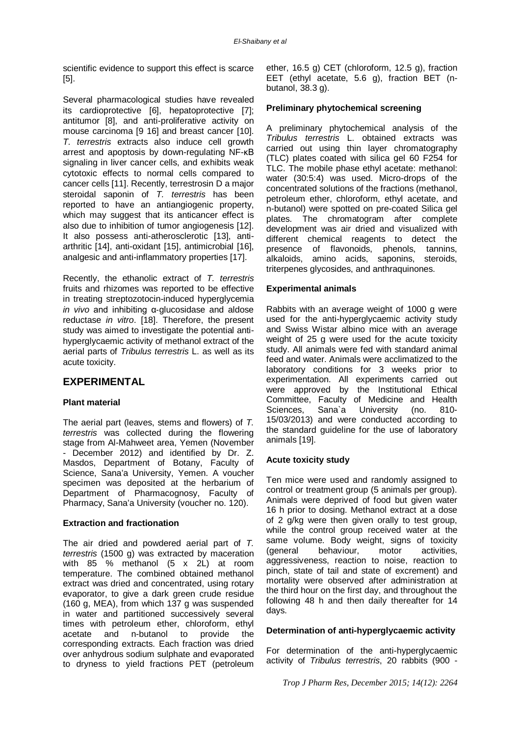scientific evidence to support this effect is scarce [5].

Several pharmacological studies have revealed its cardioprotective [6], hepatoprotective [7]; antitumor [8], and anti-proliferative activity on mouse carcinoma [9 16] and breast cancer [10]. *T. terrestris* extracts also induce cell growth arrest and apoptosis by down-regulating NF-κB signaling in liver cancer cells, and exhibits weak cytotoxic effects to normal cells compared to cancer cells [11]. Recently, terrestrosin D a major steroidal saponin of *T. terrestris* has been reported to have an antiangiogenic property, which may suggest that its anticancer effect is also due to inhibition of tumor angiogenesis [12]. It also possess anti-atherosclerotic [13], anti-arthritic [14], anti-oxidant [15], antimicrobial [16], analgesic and anti-inflammatory properties [17].

Recently, the ethanolic extract of *T. terrestris* fruits and rhizomes was reported to be effective in treating streptozotocin-induced hyperglycemia *in vivo* and inhibiting α-glucosidase and aldose reductase *in vitro*. [18]. Therefore, the present study was aimed to investigate the potential anti-hyperglycaemic activity of methanol extract of the aerial parts of *Tribulus terrestris* L. as well as its acute toxicity.

## EXPERIMENTAL

### Plant material

The aerial part (leaves, stems and flowers) of *T. terrestris* was collected during the flowering stage from Al-Mahweet area, Yemen (November - December 2012) and identified by Dr. Z. Masdos, Department of Botany, Faculty of Science, Sana'a University, Yemen. A voucher specimen was deposited at the herbarium of Department of Pharmacognosy, Faculty of Pharmacy, Sana'a University (voucher no. 120).

### Extraction and fractionation

The air dried and powdered aerial part of *T. terrestris* (1500 g) was extracted by maceration with 85 % methanol (5 x 2L) at room temperature. The combined obtained methanol extract was dried and concentrated, using rotary evaporator, to give a dark green crude residue (160 g, MEA), from which 137 g was suspended in water and partitioned successively several times with petroleum ether, chloroform, ethyl acetate and n-butanol to provide the corresponding extracts. Each fraction was dried over anhydrous sodium sulphate and evaporated to dryness to yield fractions PET (petroleum ether, 16.5 g) CET (chloroform, 12.5 g), fraction EET (ethyl acetate, 5.6 g), fraction BET (n-butanol, 38.3 g).

### Preliminary phytochemical screening

A preliminary phytochemical analysis of the *Tribulus terrestris* L. obtained extracts was carried out using thin layer chromatography (TLC) plates coated with silica gel 60 F254 for TLC. The mobile phase ethyl acetate: methanol: water (30:5:4) was used. Micro-drops of the concentrated solutions of the fractions (methanol, petroleum ether, chloroform, ethyl acetate, and n-butanol) were spotted on pre-coated Silica gel plates. The chromatogram after complete development was air dried and visualized with different chemical reagents to detect the presence of flavonoids, phenols, tannins, alkaloids, amino acids, saponins, steroids, triterpenes glycosides, and anthraquinones.

### Experimental animals

Rabbits with an average weight of 1000 g were used for the anti-hyperglycaemic activity study and Swiss Wistar albino mice with an average weight of 25 g were used for the acute toxicity study. All animals were fed with standard animal feed and water. Animals were acclimatized to the laboratory conditions for 3 weeks prior to experimentation. All experiments carried out were approved by the Institutional Ethical Committee, Faculty of Medicine and Health Sciences, Sana`a University (no. 810-15/03/2013) and were conducted according to the standard guideline for the use of laboratory animals [19].

### Acute toxicity study

Ten mice were used and randomly assigned to control or treatment group (5 animals per group). Animals were deprived of food but given water 16 h prior to dosing. Methanol extract at a dose of 2 g/kg were then given orally to test group, while the control group received water at the same volume. Body weight, signs of toxicity (general behaviour, motor activities, aggressiveness, reaction to noise, reaction to pinch, state of tail and state of excrement) and mortality were observed after administration at the third hour on the first day, and throughout the following 48 h and then daily thereafter for 14 days.

### Determination of anti-hyperglycaemic activity

For determination of the anti-hyperglycaemic activity of *Tribulus terrestris*, 20 rabbits (900 -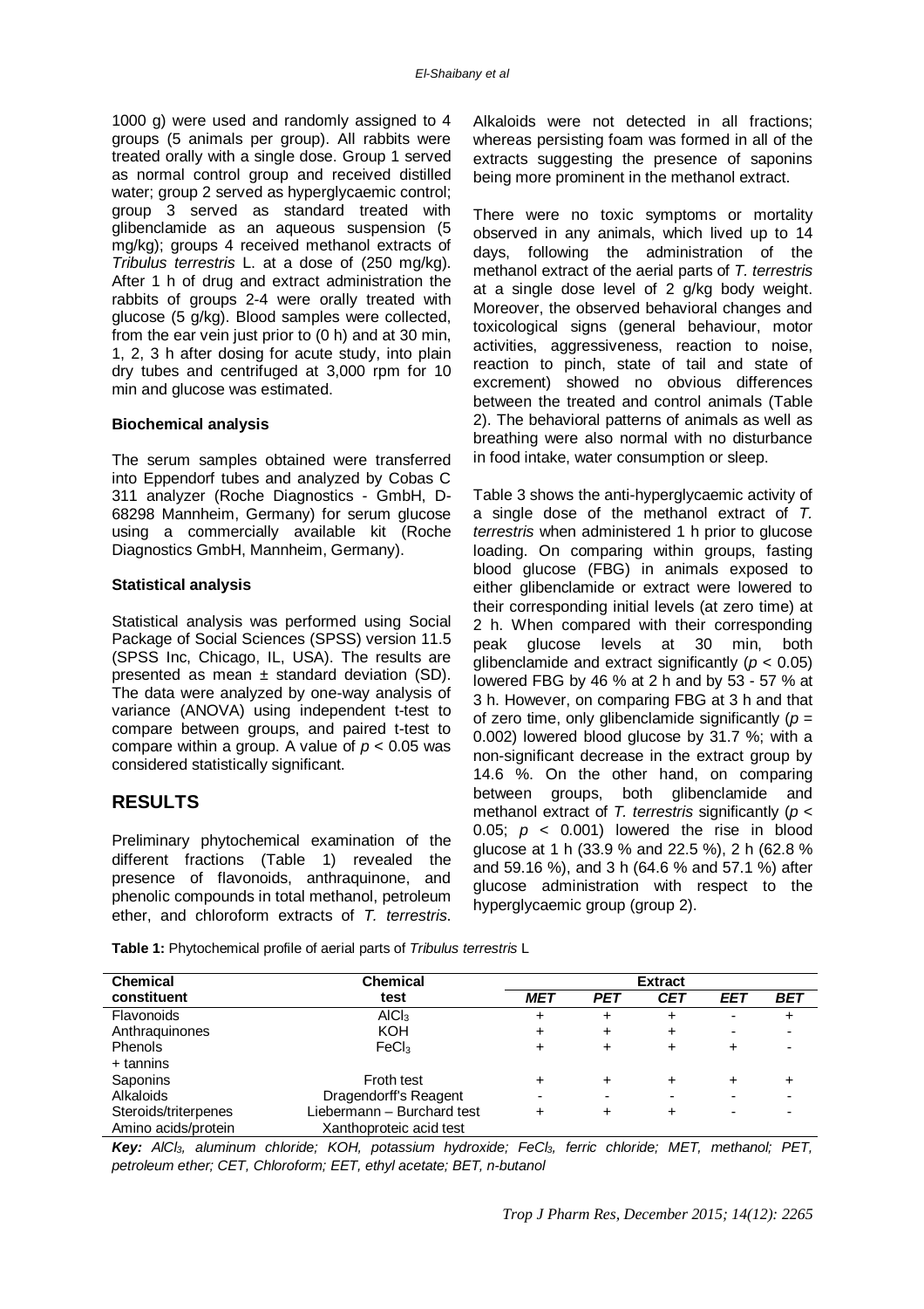1000 g) were used and randomly assigned to 4 groups (5 animals per group). All rabbits were treated orally with a single dose. Group 1 served as normal control group and received distilled water; group 2 served as hyperglycaemic control; group 3 served as standard treated with glibenclamide as an aqueous suspension (5 mg/kg); groups 4 received methanol extracts of *Tribulus terrestris* L. at a dose of (250 mg/kg). After 1 h of drug and extract administration the rabbits of groups 2-4 were orally treated with glucose (5 g/kg). Blood samples were collected, from the ear vein just prior to (0 h) and at 30 min, 1, 2, 3 h after dosing for acute study, into plain dry tubes and centrifuged at 3,000 rpm for 10 min and glucose was estimated.

### Biochemical analysis

The serum samples obtained were transferred into Eppendorf tubes and analyzed by Cobas C 311 analyzer (Roche Diagnostics - GmbH, D-68298 Mannheim, Germany) for serum glucose using a commercially available kit (Roche Diagnostics GmbH, Mannheim, Germany).

### Statistical analysis

Statistical analysis was performed using Social Package of Social Sciences (SPSS) version 11.5 (SPSS Inc, Chicago, IL, USA). The results are presented as mean ± standard deviation (SD). The data were analyzed by one-way analysis of variance (ANOVA) using independent t-test to compare between groups, and paired t-test to compare within a group. A value of $p < 0.05$ was considered statistically significant.

## RESULTS

Preliminary phytochemical examination of the different fractions (Table 1) revealed the presence of flavonoids, anthraquinone, and phenolic compounds in total methanol, petroleum ether, and chloroform extracts of *T. terrestris*. Alkaloids were not detected in all fractions; whereas persisting foam was formed in all of the extracts suggesting the presence of saponins being more prominent in the methanol extract.

There were no toxic symptoms or mortality observed in any animals, which lived up to 14 days, following the administration of the methanol extract of the aerial parts of *T. terrestris* at a single dose level of 2 g/kg body weight. Moreover, the observed behavioral changes and toxicological signs (general behaviour, motor activities, aggressiveness, reaction to noise, reaction to pinch, state of tail and state of excrement) showed no obvious differences between the treated and control animals (Table 2). The behavioral patterns of animals as well as breathing were also normal with no disturbance in food intake, water consumption or sleep.

Table 3 shows the anti-hyperglycaemic activity of a single dose of the methanol extract of *T. terrestris* when administered 1 h prior to glucose loading. On comparing within groups, fasting blood glucose (FBG) in animals exposed to either glibenclamide or extract were lowered to their corresponding initial levels (at zero time) at 2 h. When compared with their corresponding peak glucose levels at 30 min, both glibenclamide and extract significantly ($p < 0.05$) lowered FBG by 46 % at 2 h and by 53 - 57 % at 3 h. However, on comparing FBG at 3 h and that of zero time, only glibenclamide significantly ($p = 0.002$) lowered blood glucose by 31.7 %; with a non-significant decrease in the extract group by 14.6 %. On the other hand, on comparing between groups, both glibenclamide and methanol extract of *T. terrestris* significantly ($p < 0.05$; $p < 0.001$) lowered the rise in blood glucose at 1 h (33.9 % and 22.5 %), 2 h (62.8 % and 59.16 %), and 3 h (64.6 % and 57.1 %) after glucose administration with respect to the hyperglycaemic group (group 2).

**Table 1:** Phytochemical profile of aerial parts of *Tribulus terrestris* L

| Chemical constituent | Chemical test | Extract | | | | |
|---|---|---|---|---|---|---|
| | | *MET* | *PET* | *CET* | *EET* | *BET* |
| Flavonoids | $AlCl_3$ | + | + | + | - | + |
| Anthraquinones | KOH | + | + | + | - | - |
| Phenols + tannins | $FeCl_3$ | + | + | + | + | - |
| Saponins | Froth test | + | + | + | + | + |
| Alkaloids | Dragendorff's Reagent | - | - | - | - | - |
| Steroids/triterpenes | Liebermann – Burchard test | + | + | + | - | - |
| Amino acids/protein | Xanthoproteic acid test | | | | | |

***Key:*** *$AlCl_3$, aluminum chloride; KOH, potassium hydroxide; $FeCl_3$, ferric chloride; MET, methanol; PET, petroleum ether; CET, Chloroform; EET, ethyl acetate; BET, n-butanol*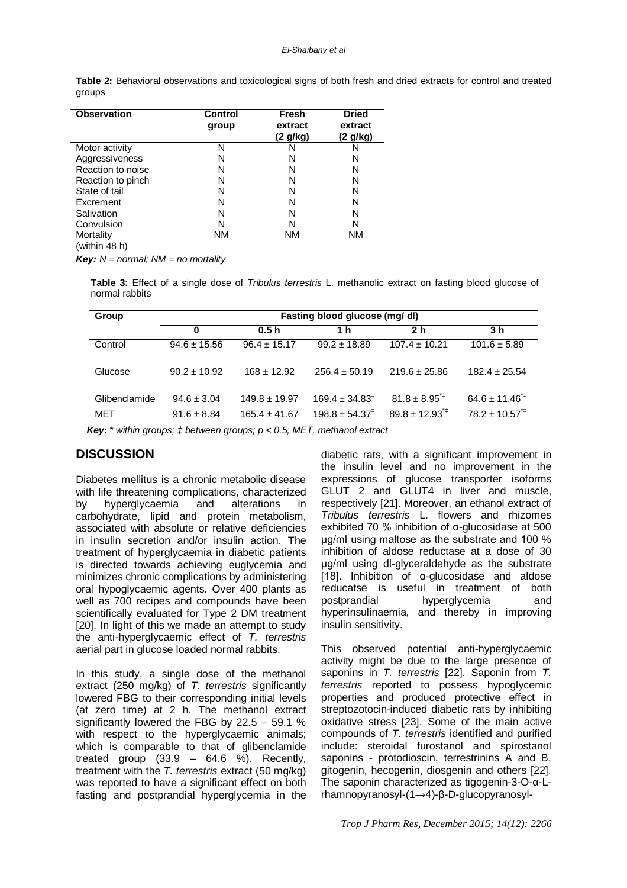**Table 2:** Behavioral observations and toxicological signs of both fresh and dried extracts for control and treated groups

| Observation | Control group | Fresh extract (2 g/kg) | Dried extract (2 g/kg) |
|---|---|---|---|
| Motor activity | N | N | N |
| Aggressiveness | N | N | N |
| Reaction to noise | N | N | N |
| Reaction to pinch | N | N | N |
| State of tail | N | N | N |
| Excrement | N | N | N |
| Salivation | N | N | N |
| Convulsion | N | N | N |
| Mortality (within 48 h) | NM | NM | NM |

***Key:*** *N = normal; NM = no mortality*

**Table 3:** Effect of a single dose of *Tribulus terrestris* L. methanolic extract on fasting blood glucose of normal rabbits

| Group | Fasting blood glucose (mg/ dl) | | | | |
|---|---|---|---|---|---|
| | 0 | 0.5 h | 1 h | 2 h | 3 h |
| Control | 94.6 ± 15.56 | 96.4 ± 15.17 | 99.2 ± 18.89 | 107.4 ± 10.21 | 101.6 ± 5.89 |
| Glucose | 90.2 ± 10.92 | 168 ± 12.92 | 256.4 ± 50.19 | 219.6 ± 25.86 | 182.4 ± 25.54 |
| Glibenclamide | 94.6 ± 3.04 | 149.8 ± 19.97 | 169.4 ± 34.83‡ | 81.8 ± 8.95*‡ | 64.6 ± 11.46*‡ |
| MET | 91.6 ± 8.84 | 165.4 ± 41.67 | 198.8 ± 54.37‡ | 89.8 ± 12.93*‡ | 78.2 ± 10.57*‡ |

***Key*:** *\* within groups; ‡ between groups; p < 0.5; MET, methanol extract*

## DISCUSSION

Diabetes mellitus is a chronic metabolic disease with life threatening complications, characterized by hyperglycaemia and alterations in carbohydrate, lipid and protein metabolism, associated with absolute or relative deficiencies in insulin secretion and/or insulin action. The treatment of hyperglycaemia in diabetic patients is directed towards achieving euglycemia and minimizes chronic complications by administering oral hypoglycaemic agents. Over 400 plants as well as 700 recipes and compounds have been scientifically evaluated for Type 2 DM treatment [20]. In light of this we made an attempt to study the anti-hyperglycaemic effect of *T. terrestris* aerial part in glucose loaded normal rabbits.

In this study, a single dose of the methanol extract (250 mg/kg) of *T. terrestris* significantly lowered FBG to their corresponding initial levels (at zero time) at 2 h. The methanol extract significantly lowered the FBG by 22.5 – 59.1 % with respect to the hyperglycaemic animals; which is comparable to that of glibenclamide treated group (33.9 – 64.6 %). Recently, treatment with the *T. terrestris* extract (50 mg/kg) was reported to have a significant effect on both fasting and postprandial hyperglycemia in the diabetic rats, with a significant improvement in the insulin level and no improvement in the expressions of glucose transporter isoforms GLUT 2 and GLUT4 in liver and muscle, respectively [21]. Moreover, an ethanol extract of *Tribulus terrestris* L. flowers and rhizomes exhibited 70 % inhibition of α-glucosidase at 500 μg/ml using maltose as the substrate and 100 % inhibition of aldose reductase at a dose of 30 μg/ml using dl-glyceraldehyde as the substrate [18]. Inhibition of α-glucosidase and aldose reducatse is useful in treatment of both postprandial hyperglycemia and hyperinsulinaemia, and thereby in improving insulin sensitivity.

This observed potential anti-hyperglycaemic activity might be due to the large presence of saponins in *T. terrestris* [22]. Saponin from *T. terrestris* reported to possess hypoglycemic properties and produced protective effect in streptozotocin-induced diabetic rats by inhibiting oxidative stress [23]. Some of the main active compounds of *T. terrestris* identified and purified include: steroidal furostanol and spirostanol saponins - protodioscin, terrestrinins A and B, gitogenin, hecogenin, diosgenin and others [22]. The saponin characterized as tigogenin-3-O-α-L-rhamnopyranosyl-(1→4)-β-D-glucopyranosyl-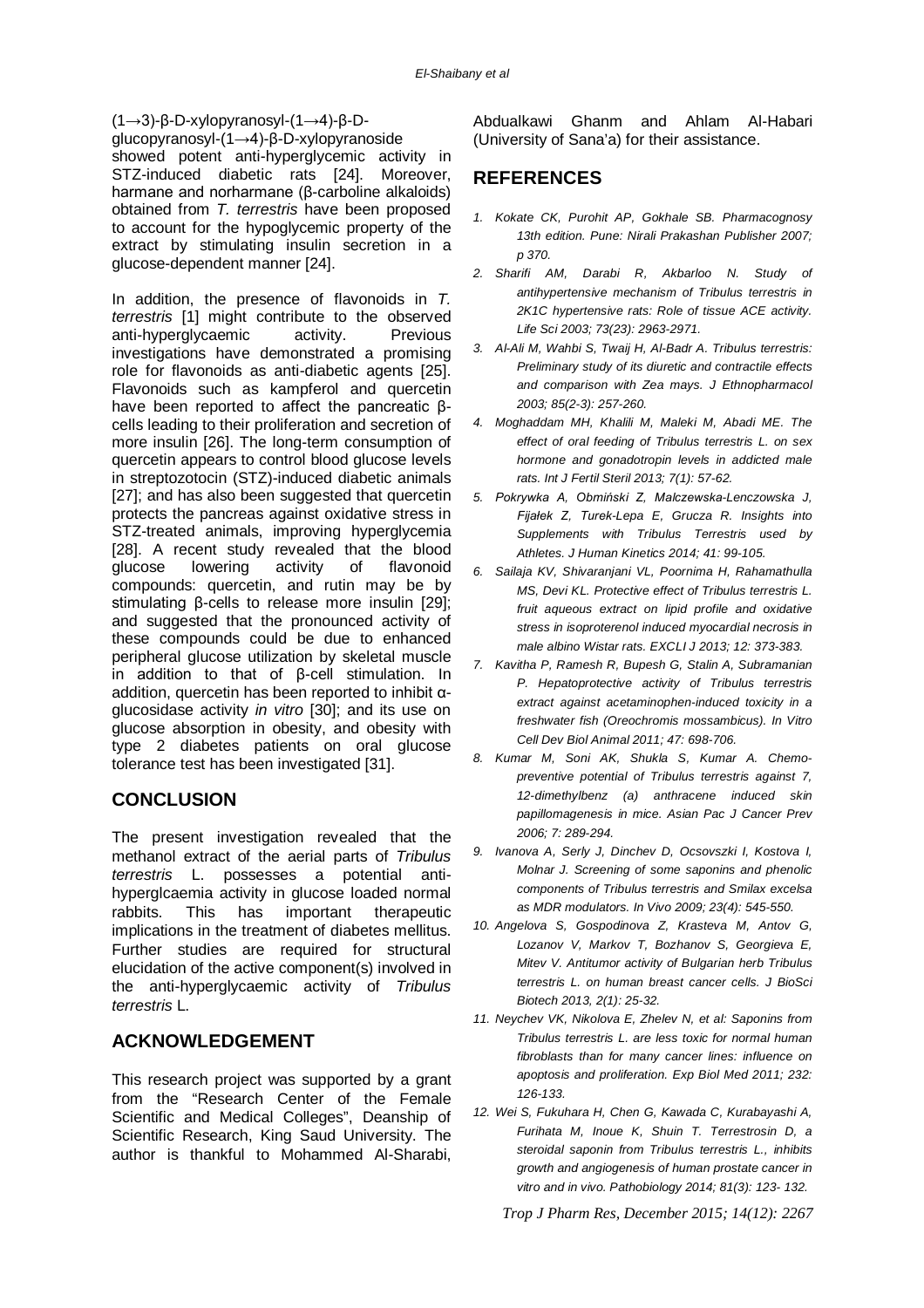(1→3)-β-D-xylopyranosyl-(1→4)-β-D-glucopyranosyl-(1→4)-β-D-xylopyranoside showed potent anti-hyperglycemic activity in STZ-induced diabetic rats [24]. Moreover, harmane and norharmane (β-carboline alkaloids) obtained from *T. terrestris* have been proposed to account for the hypoglycemic property of the extract by stimulating insulin secretion in a glucose-dependent manner [24].

In addition, the presence of flavonoids in *T. terrestris* [1] might contribute to the observed anti-hyperglycaemic activity. Previous investigations have demonstrated a promising role for flavonoids as anti-diabetic agents [25]. Flavonoids such as kampferol and quercetin have been reported to affect the pancreatic β-cells leading to their proliferation and secretion of more insulin [26]. The long-term consumption of quercetin appears to control blood glucose levels in streptozotocin (STZ)-induced diabetic animals [27]; and has also been suggested that quercetin protects the pancreas against oxidative stress in STZ-treated animals, improving hyperglycemia [28]. A recent study revealed that the blood glucose lowering activity of flavonoid compounds: quercetin, and rutin may be by stimulating β-cells to release more insulin [29]; and suggested that the pronounced activity of these compounds could be due to enhanced peripheral glucose utilization by skeletal muscle in addition to that of β-cell stimulation. In addition, quercetin has been reported to inhibit α-glucosidase activity *in vitro* [30]; and its use on glucose absorption in obesity, and obesity with type 2 diabetes patients on oral glucose tolerance test has been investigated [31].

## CONCLUSION

The present investigation revealed that the methanol extract of the aerial parts of *Tribulus terrestris* L. possesses a potential anti-hyperglcaemia activity in glucose loaded normal rabbits. This has important therapeutic implications in the treatment of diabetes mellitus. Further studies are required for structural elucidation of the active component(s) involved in the anti-hyperglycaemic activity of *Tribulus terrestris* L.

## ACKNOWLEDGEMENT

This research project was supported by a grant from the "Research Center of the Female Scientific and Medical Colleges", Deanship of Scientific Research, King Saud University. The author is thankful to Mohammed Al-Sharabi, Abdualkawi Ghanm and Ahlam Al-Habari (University of Sana'a) for their assistance.

## REFERENCES

1. Kokate CK, Purohit AP, Gokhale SB. Pharmacognosy 13th edition. Pune: Nirali Prakashan Publisher 2007; p 370.
2. Sharifi AM, Darabi R, Akbarloo N. Study of antihypertensive mechanism of Tribulus terrestris in 2K1C hypertensive rats: Role of tissue ACE activity. Life Sci 2003; 73(23): 2963-2971.
3. Al-Ali M, Wahbi S, Twaij H, Al-Badr A. Tribulus terrestris: Preliminary study of its diuretic and contractile effects and comparison with Zea mays. J Ethnopharmacol 2003; 85(2-3): 257-260.
4. Moghaddam MH, Khalili M, Maleki M, Abadi ME. The effect of oral feeding of Tribulus terrestris L. on sex hormone and gonadotropin levels in addicted male rats. Int J Fertil Steril 2013; 7(1): 57-62.
5. Pokrywka A, Obmiński Z, Malczewska-Lenczowska J, Fijałek Z, Turek-Lepa E, Grucza R. Insights into Supplements with Tribulus Terrestris used by Athletes. J Human Kinetics 2014; 41: 99-105.
6. Sailaja KV, Shivaranjani VL, Poornima H, Rahamathulla MS, Devi KL. Protective effect of Tribulus terrestris L. fruit aqueous extract on lipid profile and oxidative stress in isoproterenol induced myocardial necrosis in male albino Wistar rats. EXCLI J 2013; 12: 373-383.
7. Kavitha P, Ramesh R, Bupesh G, Stalin A, Subramanian P. Hepatoprotective activity of Tribulus terrestris extract against acetaminophen-induced toxicity in a freshwater fish (Oreochromis mossambicus). In Vitro Cell Dev Biol Animal 2011; 47: 698-706.
8. Kumar M, Soni AK, Shukla S, Kumar A. Chemo-preventive potential of Tribulus terrestris against 7, 12-dimethylbenz (a) anthracene induced skin papillomagenesis in mice. Asian Pac J Cancer Prev 2006; 7: 289-294.
9. Ivanova A, Serly J, Dinchev D, Ocsovszki I, Kostova I, Molnar J. Screening of some saponins and phenolic components of Tribulus terrestris and Smilax excelsa as MDR modulators. In Vivo 2009; 23(4): 545-550.
10. Angelova S, Gospodinova Z, Krasteva M, Antov G, Lozanov V, Markov T, Bozhanov S, Georgieva E, Mitev V. Antitumor activity of Bulgarian herb Tribulus terrestris L. on human breast cancer cells. J BioSci Biotech 2013, 2(1): 25-32.
11. Neychev VK, Nikolova E, Zhelev N, et al: Saponins from Tribulus terrestris L. are less toxic for normal human fibroblasts than for many cancer lines: influence on apoptosis and proliferation. Exp Biol Med 2011; 232: 126-133.
12. Wei S, Fukuhara H, Chen G, Kawada C, Kurabayashi A, Furihata M, Inoue K, Shuin T. Terrestrosin D, a steroidal saponin from Tribulus terrestris L., inhibits growth and angiogenesis of human prostate cancer in vitro and in vivo. Pathobiology 2014; 81(3): 123- 132.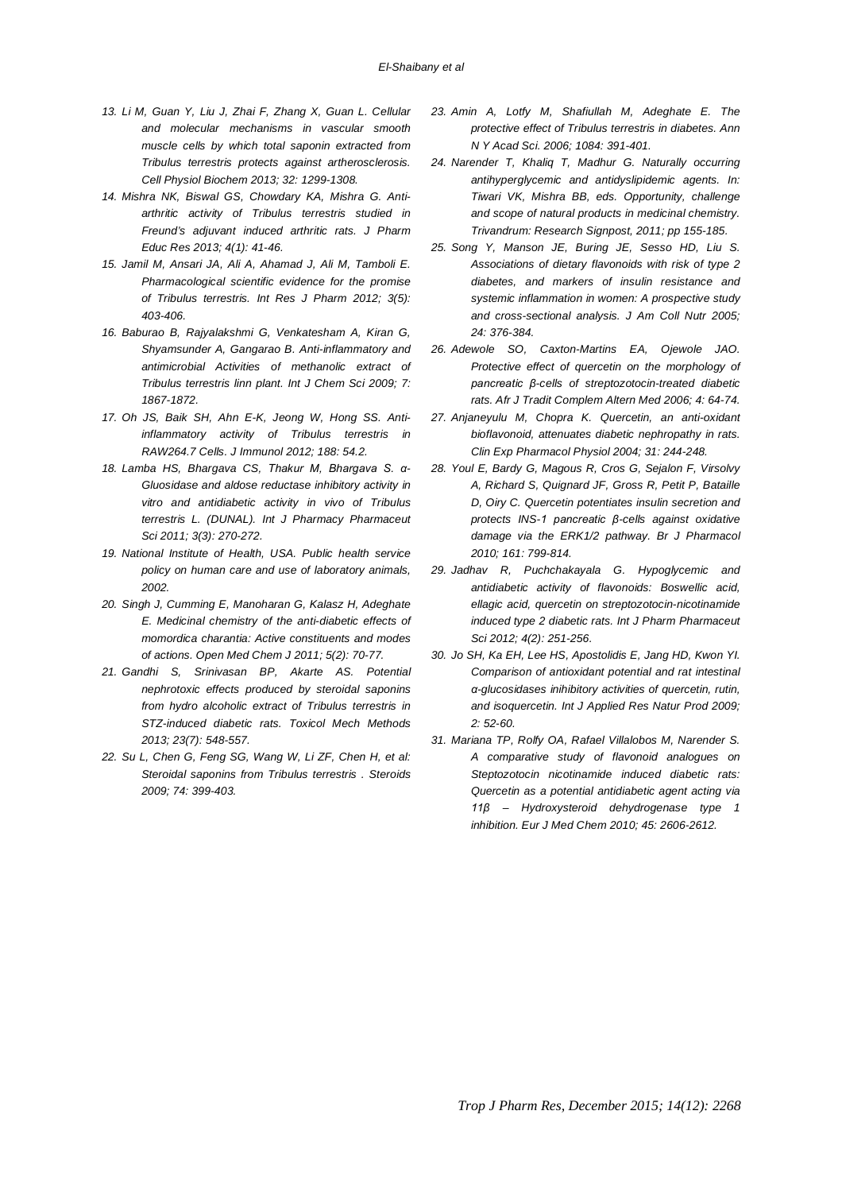13. Li M, Guan Y, Liu J, Zhai F, Zhang X, Guan L. Cellular and molecular mechanisms in vascular smooth muscle cells by which total saponin extracted from Tribulus terrestris protects against artherosclerosis. Cell Physiol Biochem 2013; 32: 1299-1308.
14. Mishra NK, Biswal GS, Chowdary KA, Mishra G. Anti-arthritic activity of Tribulus terrestris studied in Freund's adjuvant induced arthritic rats. J Pharm Educ Res 2013; 4(1): 41-46.
15. Jamil M, Ansari JA, Ali A, Ahamad J, Ali M, Tamboli E. Pharmacological scientific evidence for the promise of Tribulus terrestris. Int Res J Pharm 2012; 3(5): 403-406.
16. Baburao B, Rajyalakshmi G, Venkatesham A, Kiran G, Shyamsunder A, Gangarao B. Anti-inflammatory and antimicrobial Activities of methanolic extract of Tribulus terrestris linn plant. Int J Chem Sci 2009; 7: 1867-1872.
17. Oh JS, Baik SH, Ahn E-K, Jeong W, Hong SS. Anti-inflammatory activity of Tribulus terrestris in RAW264.7 Cells. J Immunol 2012; 188: 54.2.
18. Lamba HS, Bhargava CS, Thakur M, Bhargava S. α-Gluosidase and aldose reductase inhibitory activity in vitro and antidiabetic activity in vivo of Tribulus terrestris L. (DUNAL). Int J Pharmacy Pharmaceut Sci 2011; 3(3): 270-272.
19. National Institute of Health, USA. Public health service policy on human care and use of laboratory animals, 2002.
20. Singh J, Cumming E, Manoharan G, Kalasz H, Adeghate E. Medicinal chemistry of the anti-diabetic effects of momordica charantia: Active constituents and modes of actions. Open Med Chem J 2011; 5(2): 70-77.
21. Gandhi S, Srinivasan BP, Akarte AS. Potential nephrotoxic effects produced by steroidal saponins from hydro alcoholic extract of Tribulus terrestris in STZ-induced diabetic rats. Toxicol Mech Methods 2013; 23(7): 548-557.
22. Su L, Chen G, Feng SG, Wang W, Li ZF, Chen H, et al: Steroidal saponins from Tribulus terrestris . Steroids 2009; 74: 399-403.
23. Amin A, Lotfy M, Shafiullah M, Adeghate E. The protective effect of Tribulus terrestris in diabetes. Ann N Y Acad Sci. 2006; 1084: 391-401.
24. Narender T, Khaliq T, Madhur G. Naturally occurring antihyperglycemic and antidyslipidemic agents. In: Tiwari VK, Mishra BB, eds. Opportunity, challenge and scope of natural products in medicinal chemistry. Trivandrum: Research Signpost, 2011; pp 155-185.
25. Song Y, Manson JE, Buring JE, Sesso HD, Liu S. Associations of dietary flavonoids with risk of type 2 diabetes, and markers of insulin resistance and systemic inflammation in women: A prospective study and cross-sectional analysis. J Am Coll Nutr 2005; 24: 376-384.
26. Adewole SO, Caxton-Martins EA, Ojewole JAO. Protective effect of quercetin on the morphology of pancreatic β-cells of streptozotocin-treated diabetic rats. Afr J Tradit Complem Altern Med 2006; 4: 64-74.
27. Anjaneyulu M, Chopra K. Quercetin, an anti-oxidant bioflavonoid, attenuates diabetic nephropathy in rats. Clin Exp Pharmacol Physiol 2004; 31: 244-248.
28. Youl E, Bardy G, Magous R, Cros G, Sejalon F, Virsolvy A, Richard S, Quignard JF, Gross R, Petit P, Bataille D, Oiry C. Quercetin potentiates insulin secretion and protects INS-1 pancreatic β-cells against oxidative damage via the ERK1/2 pathway. Br J Pharmacol 2010; 161: 799-814.
29. Jadhav R, Puchchakayala G. Hypoglycemic and antidiabetic activity of flavonoids: Boswellic acid, ellagic acid, quercetin on streptozotocin-nicotinamide induced type 2 diabetic rats. Int J Pharm Pharmaceut Sci 2012; 4(2): 251-256.
30. Jo SH, Ka EH, Lee HS, Apostolidis E, Jang HD, Kwon YI. Comparison of antioxidant potential and rat intestinal α-glucosidases inihibitory activities of quercetin, rutin, and isoquercetin. Int J Applied Res Natur Prod 2009; 2: 52-60.
31. Mariana TP, Rolfy OA, Rafael Villalobos M, Narender S. A comparative study of flavonoid analogues on Steptozotocin nicotinamide induced diabetic rats: Quercetin as a potential antidiabetic agent acting via 11β – Hydroxysteroid dehydrogenase type 1 inhibition. Eur J Med Chem 2010; 45: 2606-2612.